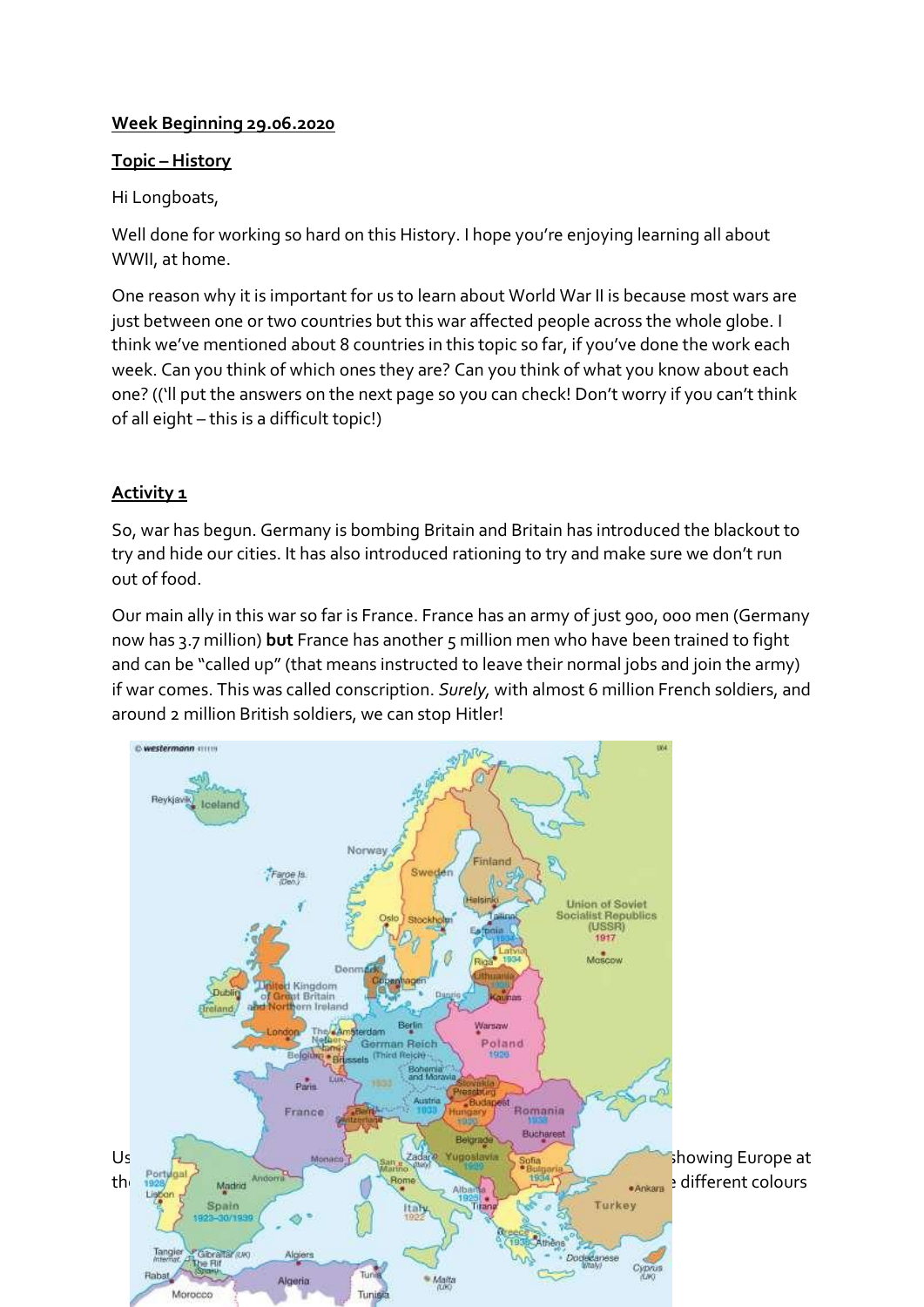**Week Beginning 29.06.2020**

**Topic – History**

Hi Longboats,

Well done for working so hard on this History. I hope you're enjoying learning all about WWII, at home.

One reason why it is important for us to learn about World War II is because most wars are just between one or two countries but this war affected people across the whole globe. I think we've mentioned about 8 countries in this topic so far, if you've done the work each week. Can you think of which ones they are? Can you think of what you know about each one? (('ll put the answers on the next page so you can check! Don't worry if you can't think of all eight – this is a difficult topic!)

## Activity 1

So, war has begun. Germany is bombing Britain and Britain has introduced the blackout to try and hide our cities. It has also introduced rationing to try and make sure we don't run out of food.

Our main ally in this war so far is France. France has an army of just 900, 000 men (Germany now has 3.7 million) **but** France has another 5 million men who have been trained to fight and can be "called up" (that means instructed to leave their normal jobs and join the army) if war comes. This was called conscription. *Surely,* with almost 6 million French soldiers, and around 2 million British soldiers, we can stop Hitler!

Us ... showing Europe at th ... different colours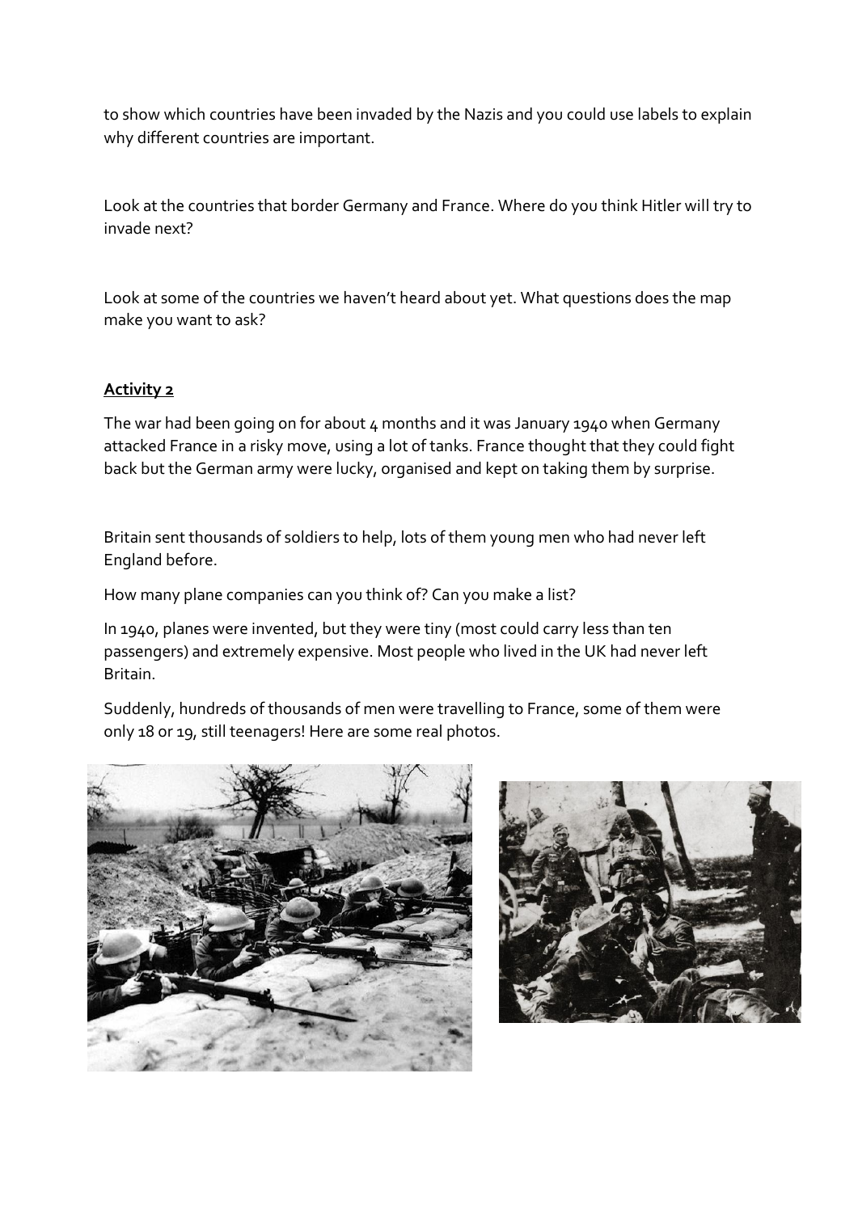to show which countries have been invaded by the Nazis and you could use labels to explain why different countries are important.

Look at the countries that border Germany and France. Where do you think Hitler will try to invade next?

Look at some of the countries we haven't heard about yet. What questions does the map make you want to ask?

**Activity 2**

The war had been going on for about 4 months and it was January 1940 when Germany attacked France in a risky move, using a lot of tanks. France thought that they could fight back but the German army were lucky, organised and kept on taking them by surprise.

Britain sent thousands of soldiers to help, lots of them young men who had never left England before.

How many plane companies can you think of? Can you make a list?

In 1940, planes were invented, but they were tiny (most could carry less than ten passengers) and extremely expensive. Most people who lived in the UK had never left Britain.

Suddenly, hundreds of thousands of men were travelling to France, some of them were only 18 or 19, still teenagers! Here are some real photos.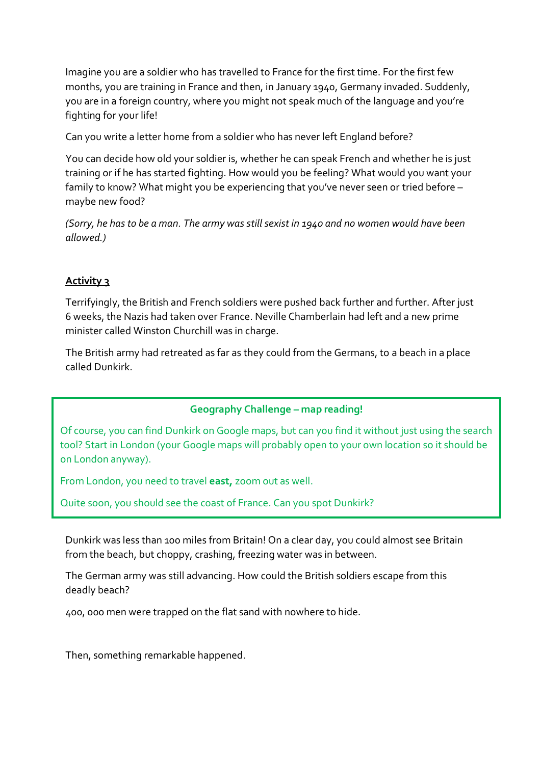Imagine you are a soldier who has travelled to France for the first time. For the first few months, you are training in France and then, in January 1940, Germany invaded. Suddenly, you are in a foreign country, where you might not speak much of the language and you're fighting for your life!

Can you write a letter home from a soldier who has never left England before?

You can decide how old your soldier is, whether he can speak French and whether he is just training or if he has started fighting. How would you be feeling? What would you want your family to know? What might you be experiencing that you've never seen or tried before – maybe new food?

*(Sorry, he has to be a man. The army was still sexist in 1940 and no women would have been allowed.)*

**Activity 3**

Terrifyingly, the British and French soldiers were pushed back further and further. After just 6 weeks, the Nazis had taken over France. Neville Chamberlain had left and a new prime minister called Winston Churchill was in charge.

The British army had retreated as far as they could from the Germans, to a beach in a place called Dunkirk.

**Geography Challenge – map reading!**

Of course, you can find Dunkirk on Google maps, but can you find it without just using the search tool? Start in London (your Google maps will probably open to your own location so it should be on London anyway).

From London, you need to travel **east,** zoom out as well.

Quite soon, you should see the coast of France. Can you spot Dunkirk?

Dunkirk was less than 100 miles from Britain! On a clear day, you could almost see Britain from the beach, but choppy, crashing, freezing water was in between.

The German army was still advancing. How could the British soldiers escape from this deadly beach?

400, 000 men were trapped on the flat sand with nowhere to hide.

Then, something remarkable happened.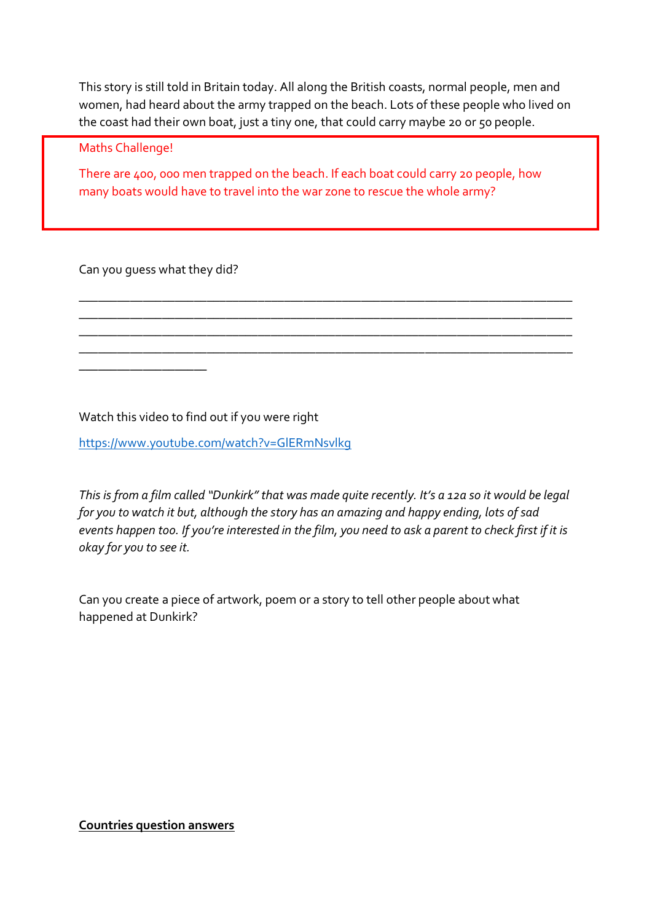This story is still told in Britain today. All along the British coasts, normal people, men and women, had heard about the army trapped on the beach. Lots of these people who lived on the coast had their own boat, just a tiny one, that could carry maybe 20 or 50 people.

> Maths Challenge!
>
> There are 400, 000 men trapped on the beach. If each boat could carry 20 people, how many boats would have to travel into the war zone to rescue the whole army?

Can you guess what they did?

_______________________________________________________________________________
_______________________________________________________________________________
_______________________________________________________________________________
_______________________________________________________________________________
____________________

Watch this video to find out if you were right

[https://www.youtube.com/watch?v=GlERmNsvlkg](https://www.youtube.com/watch?v=GlERmNsvlkg)

*This is from a film called "Dunkirk" that was made quite recently. It's a 12a so it would be legal for you to watch it but, although the story has an amazing and happy ending, lots of sad events happen too. If you're interested in the film, you need to ask a parent to check first if it is okay for you to see it.*

Can you create a piece of artwork, poem or a story to tell other people about what happened at Dunkirk?

**Countries question answers**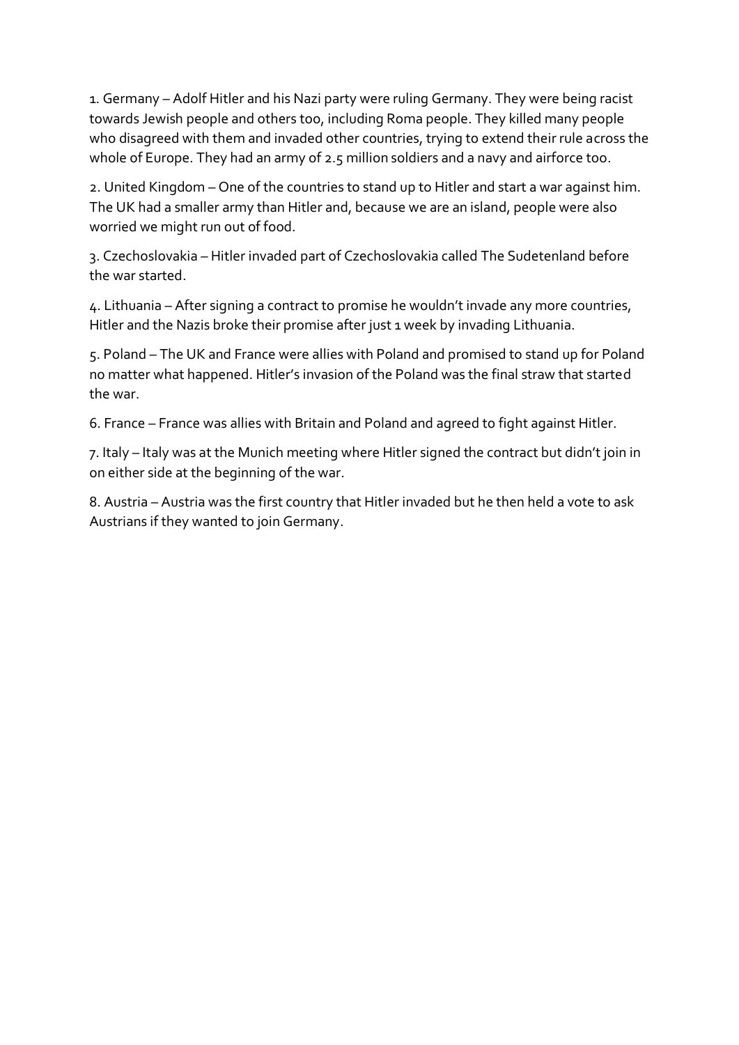1. Germany – Adolf Hitler and his Nazi party were ruling Germany. They were being racist towards Jewish people and others too, including Roma people. They killed many people who disagreed with them and invaded other countries, trying to extend their rule across the whole of Europe. They had an army of 2.5 million soldiers and a navy and airforce too.

2. United Kingdom – One of the countries to stand up to Hitler and start a war against him. The UK had a smaller army than Hitler and, because we are an island, people were also worried we might run out of food.

3. Czechoslovakia – Hitler invaded part of Czechoslovakia called The Sudetenland before the war started.

4. Lithuania – After signing a contract to promise he wouldn't invade any more countries, Hitler and the Nazis broke their promise after just 1 week by invading Lithuania.

5. Poland – The UK and France were allies with Poland and promised to stand up for Poland no matter what happened. Hitler's invasion of the Poland was the final straw that started the war.

6. France – France was allies with Britain and Poland and agreed to fight against Hitler.

7. Italy – Italy was at the Munich meeting where Hitler signed the contract but didn't join in on either side at the beginning of the war.

8. Austria – Austria was the first country that Hitler invaded but he then held a vote to ask Austrians if they wanted to join Germany.